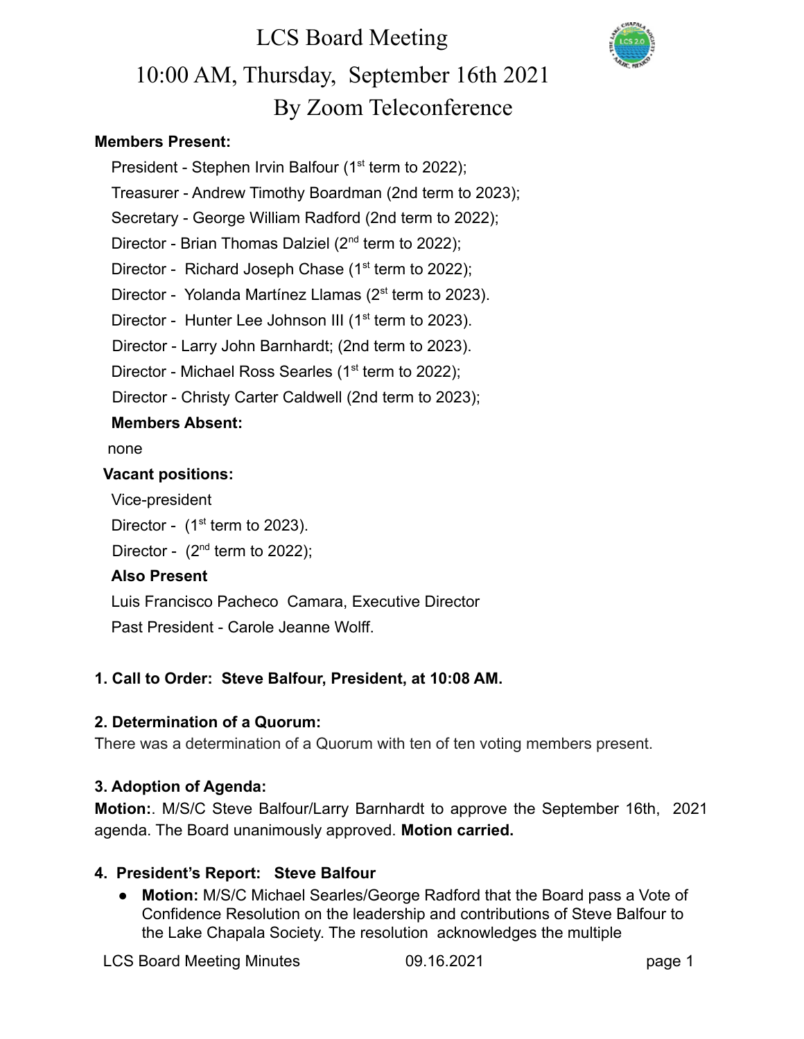# LCS Board Meeting

## 10:00 AM, Thursday, September 16th 2021

## By Zoom Teleconference

**Members Present:**

President - Stephen Irvin Balfour (1st term to 2022);

Treasurer - Andrew Timothy Boardman (2nd term to 2023);

Secretary - George William Radford (2nd term to 2022);

Director - Brian Thomas Dalziel (2nd term to 2022);

Director - Richard Joseph Chase (1st term to 2022);

Director - Yolanda Martínez Llamas (2st term to 2023).

Director - Hunter Lee Johnson III (1st term to 2023).

Director - Larry John Barnhardt; (2nd term to 2023).

Director - Michael Ross Searles (1st term to 2022);

Director - Christy Carter Caldwell (2nd term to 2023);

**Members Absent:**

none

**Vacant positions:**

Vice-president

Director - (1st term to 2023).

Director - (2nd term to 2022);

**Also Present**

Luis Francisco Pacheco Camara, Executive Director

Past President - Carole Jeanne Wolff.

**1. Call to Order: Steve Balfour, President, at 10:08 AM.**

**2. Determination of a Quorum:**

There was a determination of a Quorum with ten of ten voting members present.

**3. Adoption of Agenda:**

**Motion:**. M/S/C Steve Balfour/Larry Barnhardt to approve the September 16th, 2021 agenda. The Board unanimously approved. **Motion carried.**

**4. President's Report: Steve Balfour**

- **Motion:** M/S/C Michael Searles/George Radford that the Board pass a Vote of Confidence Resolution on the leadership and contributions of Steve Balfour to the Lake Chapala Society. The resolution acknowledges the multiple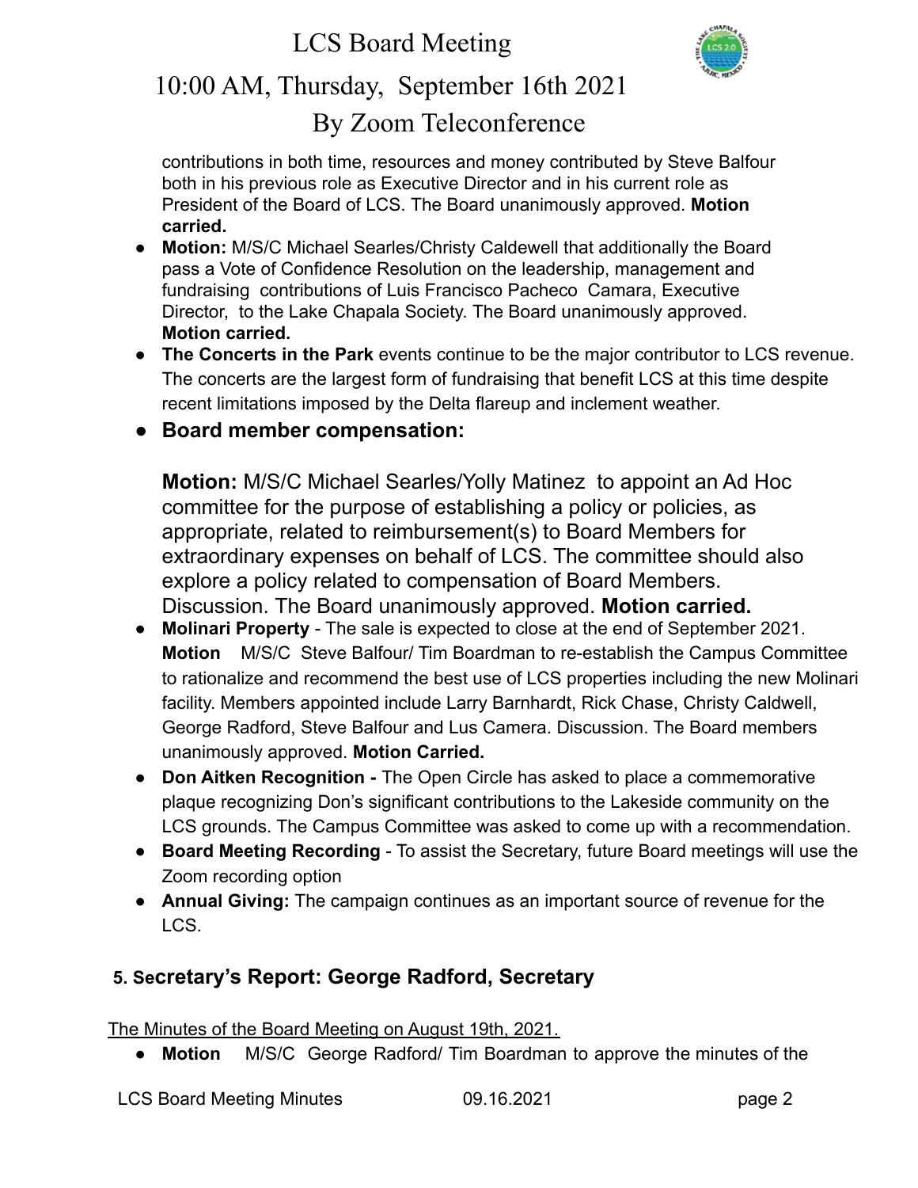contributions in both time, resources and money contributed by Steve Balfour both in his previous role as Executive Director and in his current role as President of the Board of LCS. The Board unanimously approved. **Motion carried.**

- **Motion:** M/S/C Michael Searles/Christy Caldewell that additionally the Board pass a Vote of Confidence Resolution on the leadership, management and fundraising contributions of Luis Francisco Pacheco Camara, Executive Director, to the Lake Chapala Society. The Board unanimously approved. **Motion carried.**
- **The Concerts in the Park** events continue to be the major contributor to LCS revenue. The concerts are the largest form of fundraising that benefit LCS at this time despite recent limitations imposed by the Delta flareup and inclement weather.
- **Board member compensation:**

  **Motion:** M/S/C Michael Searles/Yolly Matinez to appoint an Ad Hoc committee for the purpose of establishing a policy or policies, as appropriate, related to reimbursement(s) to Board Members for extraordinary expenses on behalf of LCS. The committee should also explore a policy related to compensation of Board Members. Discussion. The Board unanimously approved. **Motion carried.**
- **Molinari Property** - The sale is expected to close at the end of September 2021. **Motion** M/S/C Steve Balfour/ Tim Boardman to re-establish the Campus Committee to rationalize and recommend the best use of LCS properties including the new Molinari facility. Members appointed include Larry Barnhardt, Rick Chase, Christy Caldwell, George Radford, Steve Balfour and Lus Camera. Discussion. The Board members unanimously approved. **Motion Carried.**
- **Don Aitken Recognition -** The Open Circle has asked to place a commemorative plaque recognizing Don's significant contributions to the Lakeside community on the LCS grounds. The Campus Committee was asked to come up with a recommendation.
- **Board Meeting Recording** - To assist the Secretary, future Board meetings will use the Zoom recording option
- **Annual Giving:** The campaign continues as an important source of revenue for the LCS.

## 5. Secretary's Report: George Radford, Secretary

The Minutes of the Board Meeting on August 19th, 2021.

- **Motion** M/S/C George Radford/ Tim Boardman to approve the minutes of the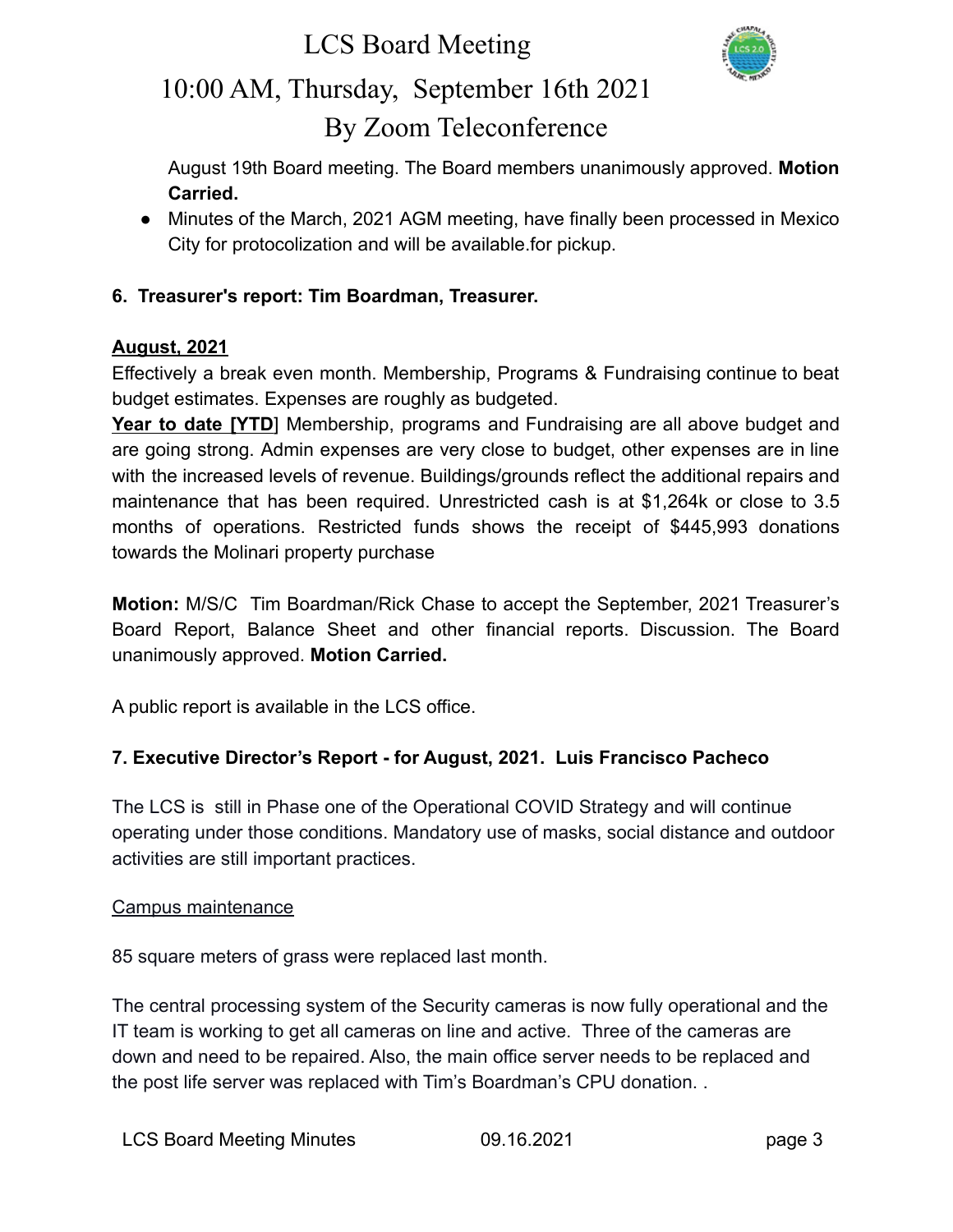August 19th Board meeting. The Board members unanimously approved. **Motion Carried.**

- Minutes of the March, 2021 AGM meeting, have finally been processed in Mexico City for protocolization and will be available.for pickup.

**6. Treasurer's report: Tim Boardman, Treasurer.**

**August, 2021**

Effectively a break even month. Membership, Programs & Fundraising continue to beat budget estimates. Expenses are roughly as budgeted.

**Year to date [YTD**] Membership, programs and Fundraising are all above budget and are going strong. Admin expenses are very close to budget, other expenses are in line with the increased levels of revenue. Buildings/grounds reflect the additional repairs and maintenance that has been required. Unrestricted cash is at $1,264k or close to 3.5 months of operations. Restricted funds shows the receipt of $445,993 donations towards the Molinari property purchase

**Motion:** M/S/C Tim Boardman/Rick Chase to accept the September, 2021 Treasurer's Board Report, Balance Sheet and other financial reports. Discussion. The Board unanimously approved. **Motion Carried.**

A public report is available in the LCS office.

**7. Executive Director's Report - for August, 2021. Luis Francisco Pacheco**

The LCS is still in Phase one of the Operational COVID Strategy and will continue operating under those conditions. Mandatory use of masks, social distance and outdoor activities are still important practices.

Campus maintenance

85 square meters of grass were replaced last month.

The central processing system of the Security cameras is now fully operational and the IT team is working to get all cameras on line and active. Three of the cameras are down and need to be repaired. Also, the main office server needs to be replaced and the post life server was replaced with Tim's Boardman's CPU donation. .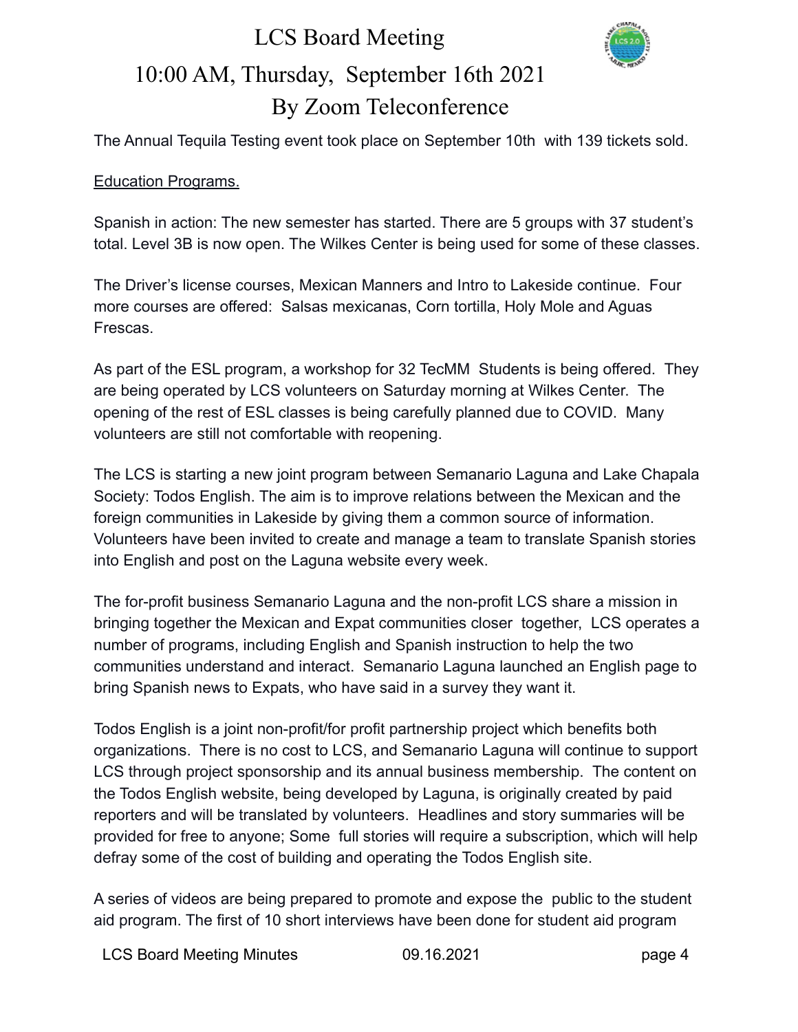The Annual Tequila Testing event took place on September 10th with 139 tickets sold.

<u>Education Programs.</u>

Spanish in action: The new semester has started. There are 5 groups with 37 student's total. Level 3B is now open. The Wilkes Center is being used for some of these classes.

The Driver's license courses, Mexican Manners and Intro to Lakeside continue. Four more courses are offered: Salsas mexicanas, Corn tortilla, Holy Mole and Aguas Frescas.

As part of the ESL program, a workshop for 32 TecMM Students is being offered. They are being operated by LCS volunteers on Saturday morning at Wilkes Center. The opening of the rest of ESL classes is being carefully planned due to COVID. Many volunteers are still not comfortable with reopening.

The LCS is starting a new joint program between Semanario Laguna and Lake Chapala Society: Todos English. The aim is to improve relations between the Mexican and the foreign communities in Lakeside by giving them a common source of information. Volunteers have been invited to create and manage a team to translate Spanish stories into English and post on the Laguna website every week.

The for-profit business Semanario Laguna and the non-profit LCS share a mission in bringing together the Mexican and Expat communities closer together, LCS operates a number of programs, including English and Spanish instruction to help the two communities understand and interact. Semanario Laguna launched an English page to bring Spanish news to Expats, who have said in a survey they want it.

Todos English is a joint non-profit/for profit partnership project which benefits both organizations. There is no cost to LCS, and Semanario Laguna will continue to support LCS through project sponsorship and its annual business membership. The content on the Todos English website, being developed by Laguna, is originally created by paid reporters and will be translated by volunteers. Headlines and story summaries will be provided for free to anyone; Some full stories will require a subscription, which will help defray some of the cost of building and operating the Todos English site.

A series of videos are being prepared to promote and expose the public to the student aid program. The first of 10 short interviews have been done for student aid program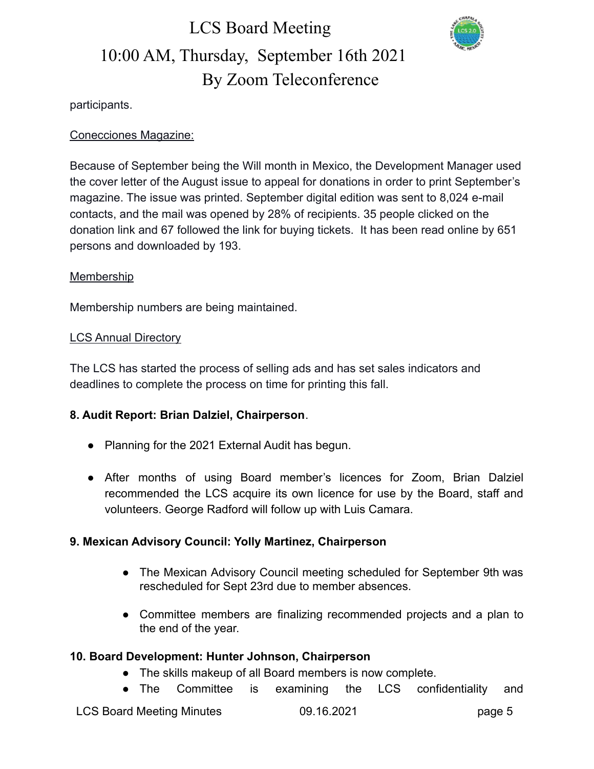participants.

<u>Conecciones Magazine:</u>

Because of September being the Will month in Mexico, the Development Manager used the cover letter of the August issue to appeal for donations in order to print September's magazine. The issue was printed. September digital edition was sent to 8,024 e-mail contacts, and the mail was opened by 28% of recipients. 35 people clicked on the donation link and 67 followed the link for buying tickets. It has been read online by 651 persons and downloaded by 193.

<u>Membership</u>

Membership numbers are being maintained.

<u>LCS Annual Directory</u>

The LCS has started the process of selling ads and has set sales indicators and deadlines to complete the process on time for printing this fall.

**8. Audit Report: Brian Dalziel, Chairperson**.

- Planning for the 2021 External Audit has begun.
- After months of using Board member's licences for Zoom, Brian Dalziel recommended the LCS acquire its own licence for use by the Board, staff and volunteers. George Radford will follow up with Luis Camara.

**9. Mexican Advisory Council: Yolly Martinez, Chairperson**

- The Mexican Advisory Council meeting scheduled for September 9th was rescheduled for Sept 23rd due to member absences.
- Committee members are finalizing recommended projects and a plan to the end of the year.

**10. Board Development: Hunter Johnson, Chairperson**

- The skills makeup of all Board members is now complete.
- The Committee is examining the LCS confidentiality and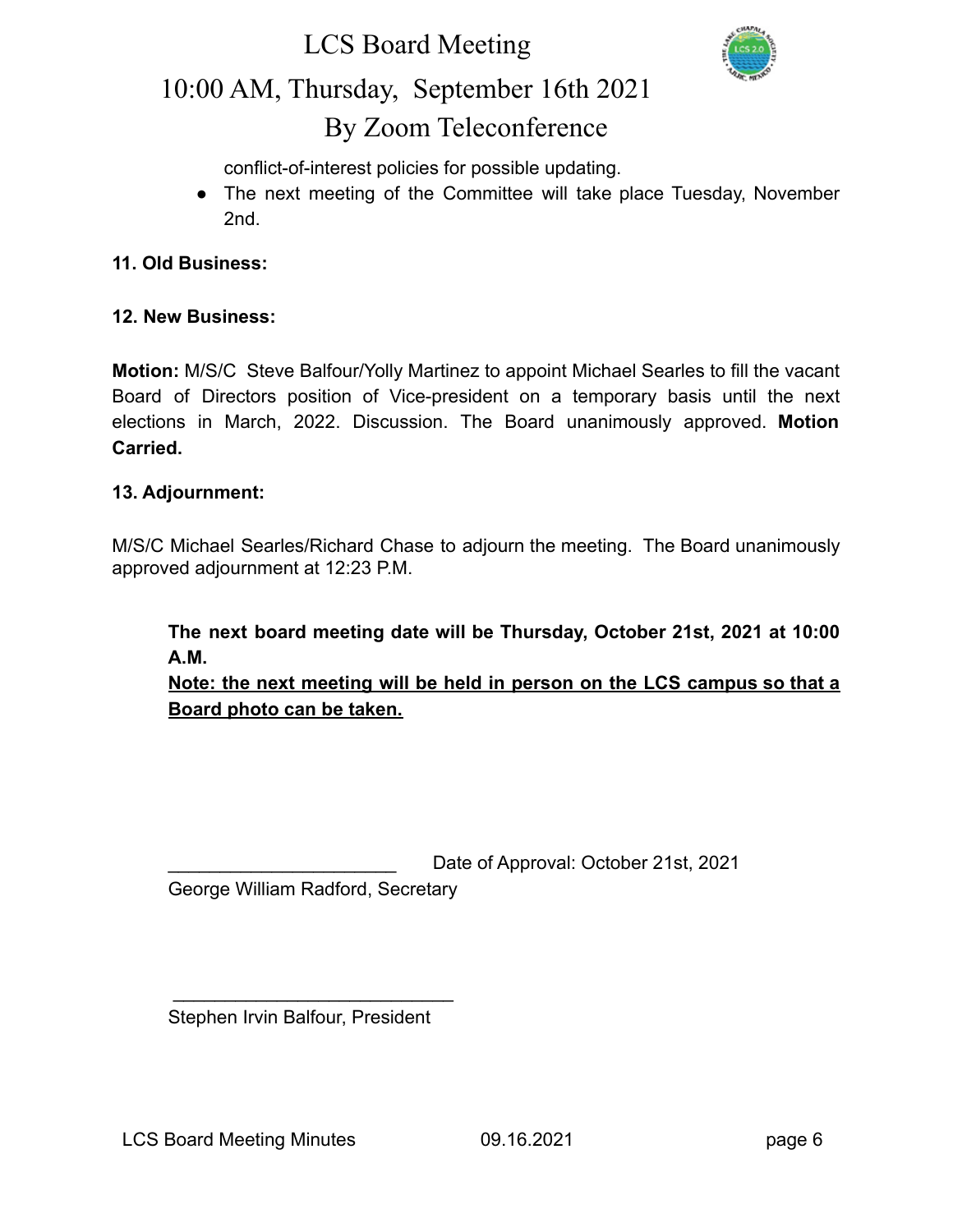conflict-of-interest policies for possible updating.

- The next meeting of the Committee will take place Tuesday, November 2nd.

**11. Old Business:**

**12. New Business:**

**Motion:** M/S/C Steve Balfour/Yolly Martinez to appoint Michael Searles to fill the vacant Board of Directors position of Vice-president on a temporary basis until the next elections in March, 2022. Discussion. The Board unanimously approved. **Motion Carried.**

**13. Adjournment:**

M/S/C Michael Searles/Richard Chase to adjourn the meeting. The Board unanimously approved adjournment at 12:23 P.M.

**The next board meeting date will be Thursday, October 21st, 2021 at 10:00 A.M.**

**<u>Note: the next meeting will be held in person on the LCS campus so that a Board photo can be taken.</u>**

______________________ Date of Approval: October 21st, 2021

George William Radford, Secretary

___________________________

Stephen Irvin Balfour, President